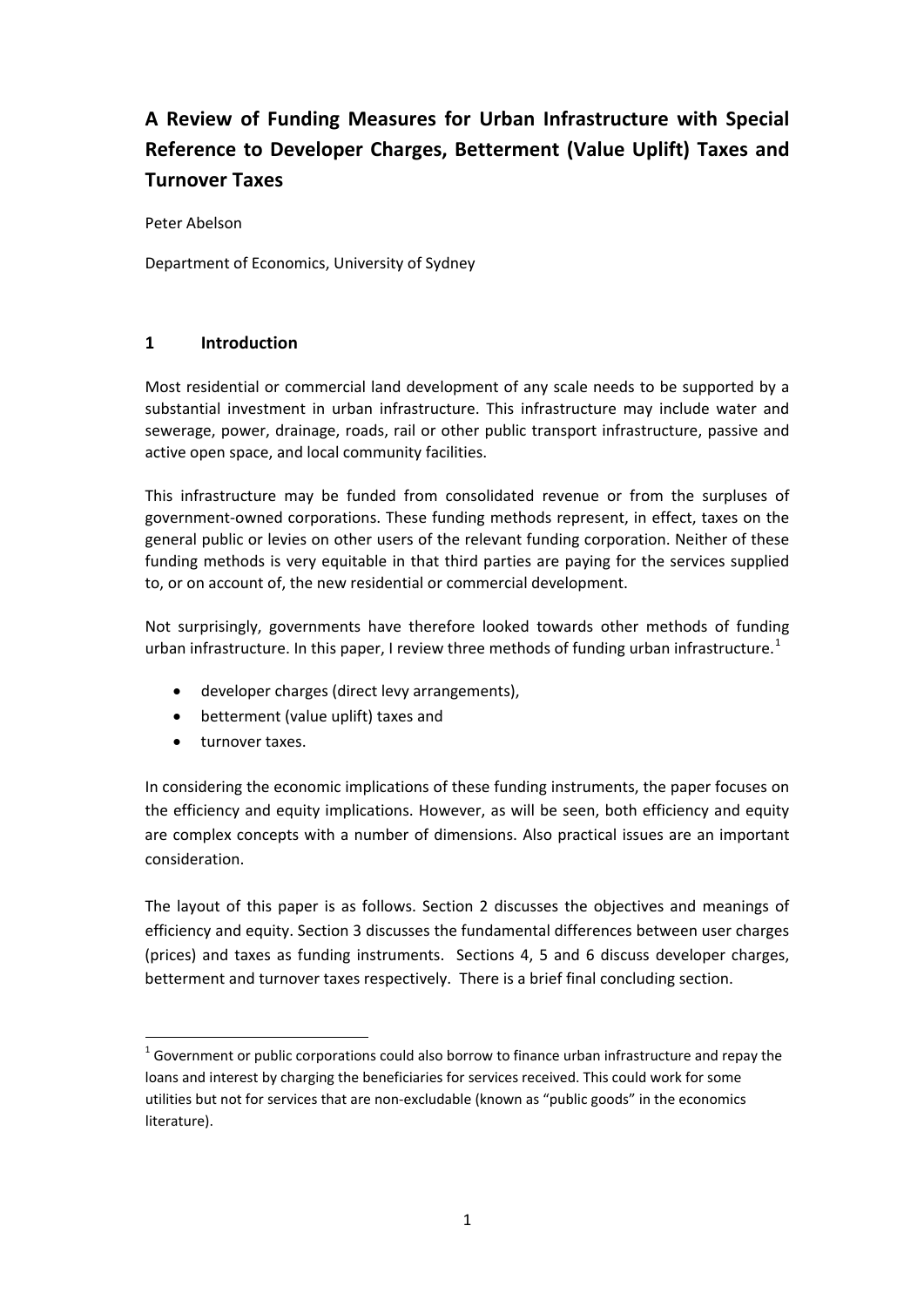# A Review of Funding Measures for Urban Infrastructure with Special Reference to Developer Charges, Betterment (Value Uplift) Taxes and Turnover Taxes

Peter Abelson

Department of Economics, University of Sydney

## 1 Introduction

Most residential or commercial land development of any scale needs to be supported by a substantial investment in urban infrastructure. This infrastructure may include water and sewerage, power, drainage, roads, rail or other public transport infrastructure, passive and active open space, and local community facilities.

This infrastructure may be funded from consolidated revenue or from the surpluses of government-owned corporations. These funding methods represent, in effect, taxes on the general public or levies on other users of the relevant funding corporation. Neither of these funding methods is very equitable in that third parties are paying for the services supplied to, or on account of, the new residential or commercial development.

Not surprisingly, governments have therefore looked towards other methods of funding urban infrastructure. In this paper, I review three methods of funding urban infrastructure.[1]

- developer charges (direct levy arrangements),
- betterment (value uplift) taxes and
- turnover taxes.

In considering the economic implications of these funding instruments, the paper focuses on the efficiency and equity implications. However, as will be seen, both efficiency and equity are complex concepts with a number of dimensions. Also practical issues are an important consideration.

The layout of this paper is as follows. Section 2 discusses the objectives and meanings of efficiency and equity. Section 3 discusses the fundamental differences between user charges (prices) and taxes as funding instruments. Sections 4, 5 and 6 discuss developer charges, betterment and turnover taxes respectively. There is a brief final concluding section.

---

[1] Government or public corporations could also borrow to finance urban infrastructure and repay the loans and interest by charging the beneficiaries for services received. This could work for some utilities but not for services that are non-excludable (known as "public goods" in the economics literature).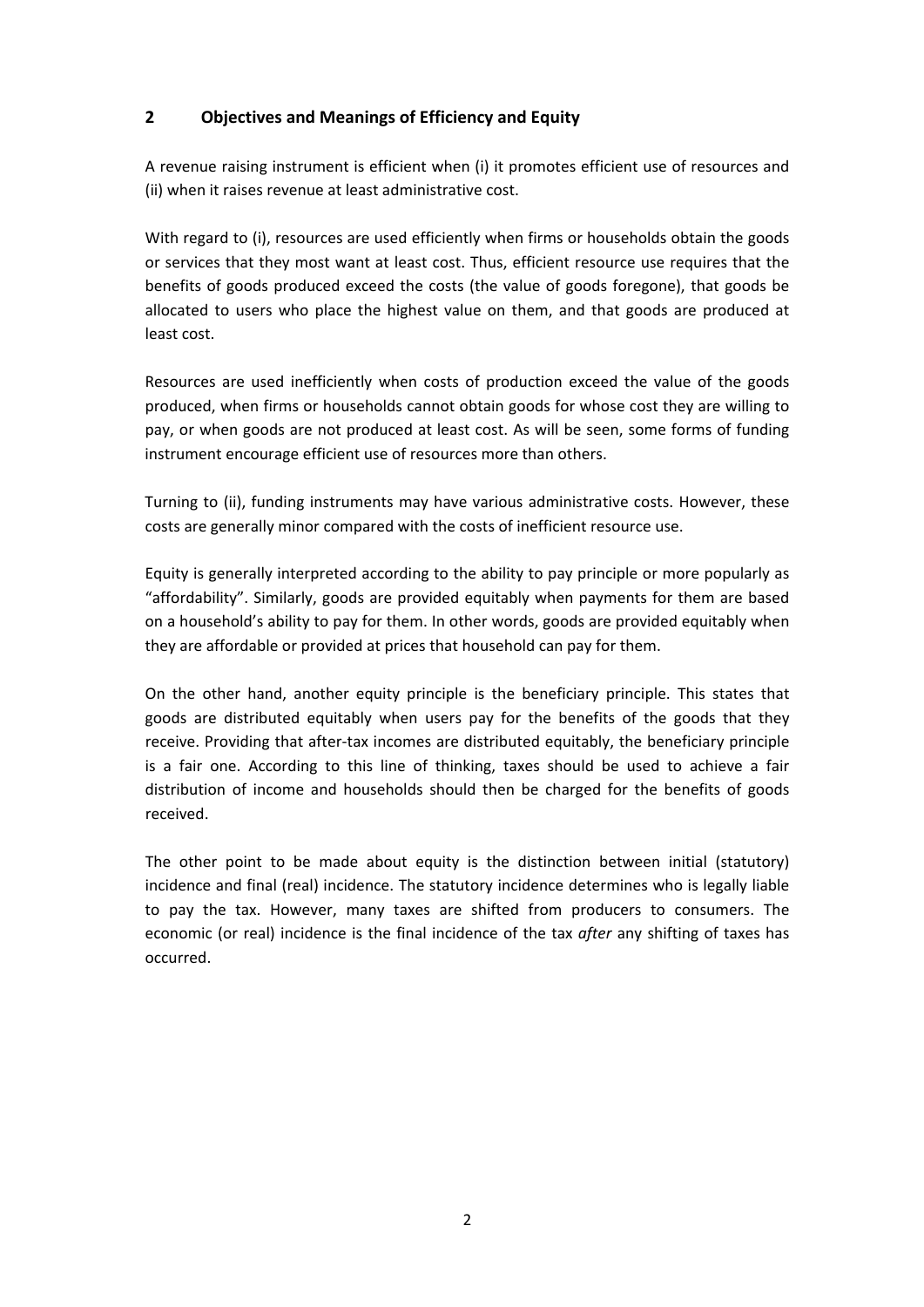## 2 Objectives and Meanings of Efficiency and Equity

A revenue raising instrument is efficient when (i) it promotes efficient use of resources and (ii) when it raises revenue at least administrative cost.

With regard to (i), resources are used efficiently when firms or households obtain the goods or services that they most want at least cost. Thus, efficient resource use requires that the benefits of goods produced exceed the costs (the value of goods foregone), that goods be allocated to users who place the highest value on them, and that goods are produced at least cost.

Resources are used inefficiently when costs of production exceed the value of the goods produced, when firms or households cannot obtain goods for whose cost they are willing to pay, or when goods are not produced at least cost. As will be seen, some forms of funding instrument encourage efficient use of resources more than others.

Turning to (ii), funding instruments may have various administrative costs. However, these costs are generally minor compared with the costs of inefficient resource use.

Equity is generally interpreted according to the ability to pay principle or more popularly as "affordability". Similarly, goods are provided equitably when payments for them are based on a household's ability to pay for them. In other words, goods are provided equitably when they are affordable or provided at prices that household can pay for them.

On the other hand, another equity principle is the beneficiary principle. This states that goods are distributed equitably when users pay for the benefits of the goods that they receive. Providing that after-tax incomes are distributed equitably, the beneficiary principle is a fair one. According to this line of thinking, taxes should be used to achieve a fair distribution of income and households should then be charged for the benefits of goods received.

The other point to be made about equity is the distinction between initial (statutory) incidence and final (real) incidence. The statutory incidence determines who is legally liable to pay the tax. However, many taxes are shifted from producers to consumers. The economic (or real) incidence is the final incidence of the tax *after* any shifting of taxes has occurred.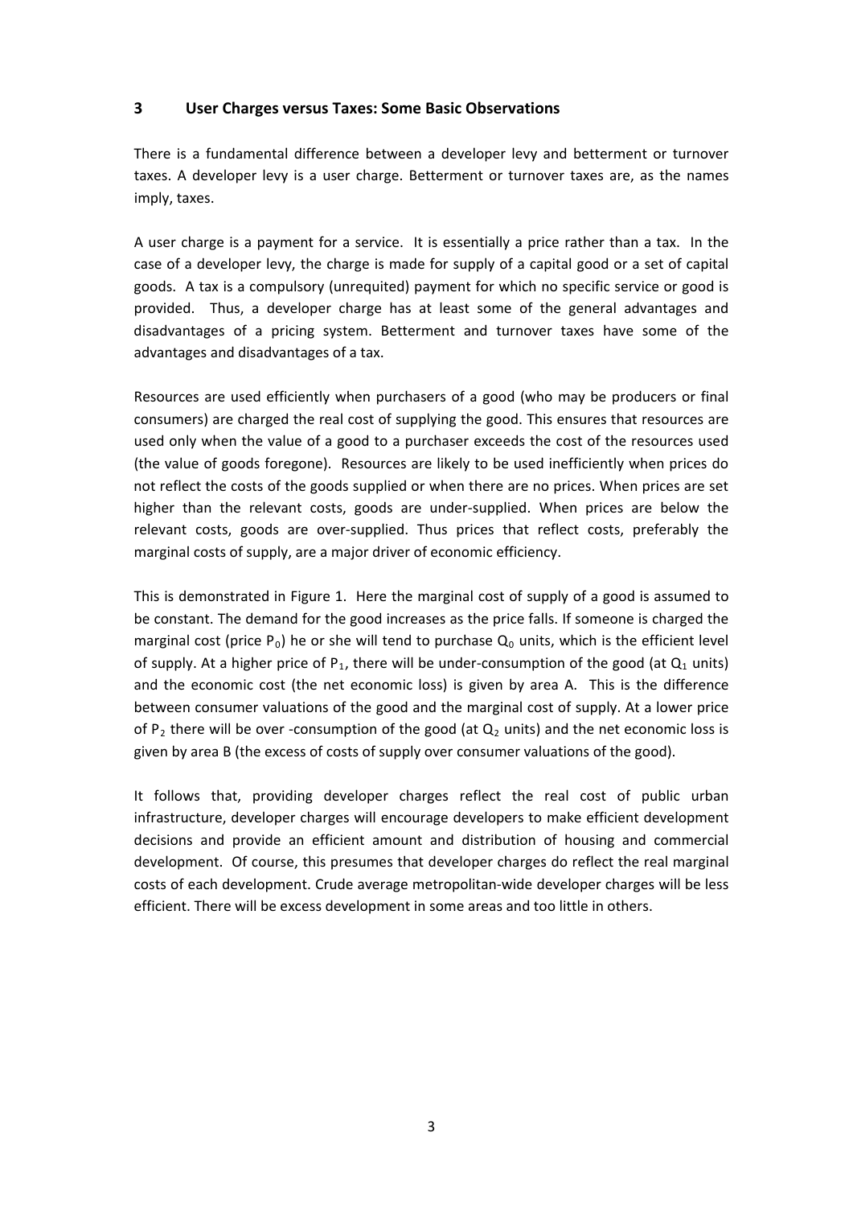## 3 User Charges versus Taxes: Some Basic Observations

There is a fundamental difference between a developer levy and betterment or turnover taxes. A developer levy is a user charge. Betterment or turnover taxes are, as the names imply, taxes.

A user charge is a payment for a service. It is essentially a price rather than a tax. In the case of a developer levy, the charge is made for supply of a capital good or a set of capital goods. A tax is a compulsory (unrequited) payment for which no specific service or good is provided. Thus, a developer charge has at least some of the general advantages and disadvantages of a pricing system. Betterment and turnover taxes have some of the advantages and disadvantages of a tax.

Resources are used efficiently when purchasers of a good (who may be producers or final consumers) are charged the real cost of supplying the good. This ensures that resources are used only when the value of a good to a purchaser exceeds the cost of the resources used (the value of goods foregone). Resources are likely to be used inefficiently when prices do not reflect the costs of the goods supplied or when there are no prices. When prices are set higher than the relevant costs, goods are under-supplied. When prices are below the relevant costs, goods are over-supplied. Thus prices that reflect costs, preferably the marginal costs of supply, are a major driver of economic efficiency.

This is demonstrated in Figure 1. Here the marginal cost of supply of a good is assumed to be constant. The demand for the good increases as the price falls. If someone is charged the marginal cost (price $P_0$) he or she will tend to purchase $Q_0$ units, which is the efficient level of supply. At a higher price of $P_1$, there will be under-consumption of the good (at $Q_1$ units) and the economic cost (the net economic loss) is given by area A. This is the difference between consumer valuations of the good and the marginal cost of supply. At a lower price of $P_2$ there will be over -consumption of the good (at $Q_2$ units) and the net economic loss is given by area B (the excess of costs of supply over consumer valuations of the good).

It follows that, providing developer charges reflect the real cost of public urban infrastructure, developer charges will encourage developers to make efficient development decisions and provide an efficient amount and distribution of housing and commercial development. Of course, this presumes that developer charges do reflect the real marginal costs of each development. Crude average metropolitan-wide developer charges will be less efficient. There will be excess development in some areas and too little in others.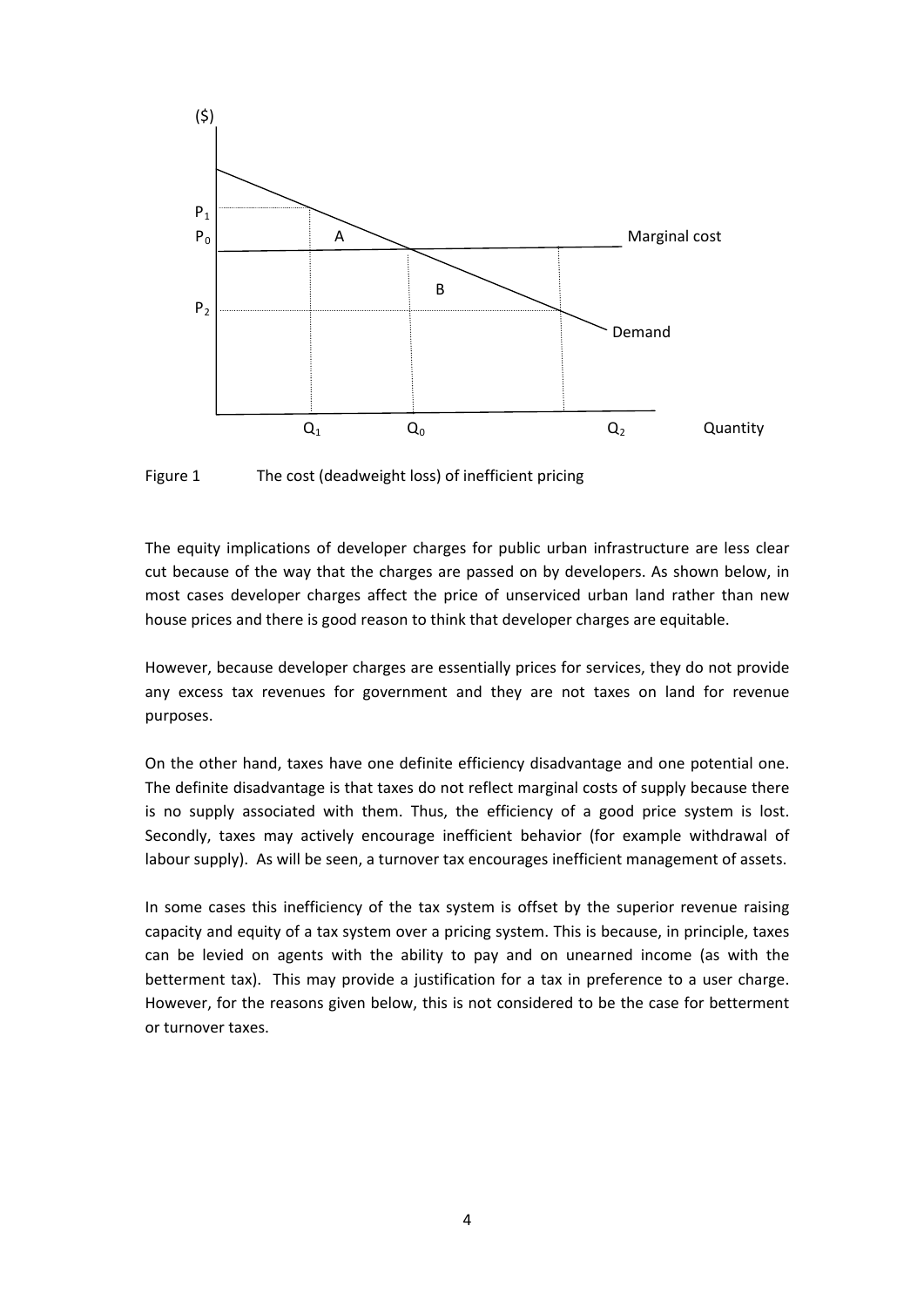Figure 1 The cost (deadweight loss) of inefficient pricing

The equity implications of developer charges for public urban infrastructure are less clear cut because of the way that the charges are passed on by developers. As shown below, in most cases developer charges affect the price of unserviced urban land rather than new house prices and there is good reason to think that developer charges are equitable.

However, because developer charges are essentially prices for services, they do not provide any excess tax revenues for government and they are not taxes on land for revenue purposes.

On the other hand, taxes have one definite efficiency disadvantage and one potential one. The definite disadvantage is that taxes do not reflect marginal costs of supply because there is no supply associated with them. Thus, the efficiency of a good price system is lost. Secondly, taxes may actively encourage inefficient behavior (for example withdrawal of labour supply). As will be seen, a turnover tax encourages inefficient management of assets.

In some cases this inefficiency of the tax system is offset by the superior revenue raising capacity and equity of a tax system over a pricing system. This is because, in principle, taxes can be levied on agents with the ability to pay and on unearned income (as with the betterment tax). This may provide a justification for a tax in preference to a user charge. However, for the reasons given below, this is not considered to be the case for betterment or turnover taxes.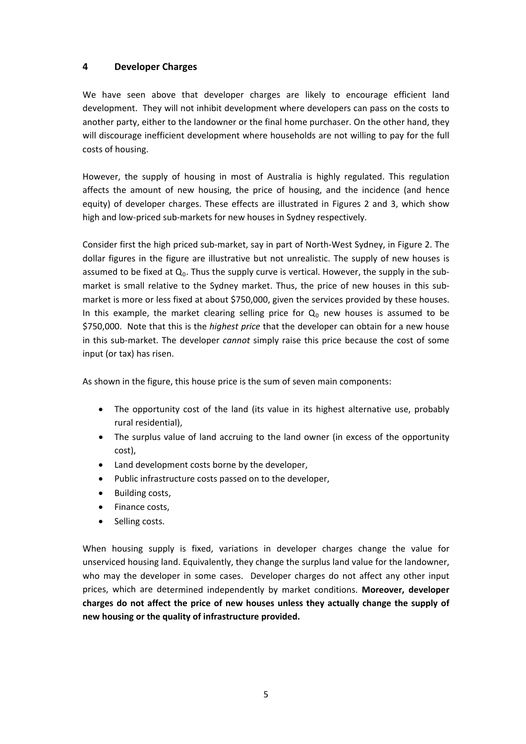## 4 Developer Charges

We have seen above that developer charges are likely to encourage efficient land development. They will not inhibit development where developers can pass on the costs to another party, either to the landowner or the final home purchaser. On the other hand, they will discourage inefficient development where households are not willing to pay for the full costs of housing.

However, the supply of housing in most of Australia is highly regulated. This regulation affects the amount of new housing, the price of housing, and the incidence (and hence equity) of developer charges. These effects are illustrated in Figures 2 and 3, which show high and low-priced sub-markets for new houses in Sydney respectively.

Consider first the high priced sub-market, say in part of North-West Sydney, in Figure 2. The dollar figures in the figure are illustrative but not unrealistic. The supply of new houses is assumed to be fixed at $Q_0$. Thus the supply curve is vertical. However, the supply in the sub-market is small relative to the Sydney market. Thus, the price of new houses in this sub-market is more or less fixed at about $750,000, given the services provided by these houses. In this example, the market clearing selling price for $Q_0$ new houses is assumed to be $750,000. Note that this is the *highest price* that the developer can obtain for a new house in this sub-market. The developer *cannot* simply raise this price because the cost of some input (or tax) has risen.

As shown in the figure, this house price is the sum of seven main components:

- The opportunity cost of the land (its value in its highest alternative use, probably rural residential),
- The surplus value of land accruing to the land owner (in excess of the opportunity cost),
- Land development costs borne by the developer,
- Public infrastructure costs passed on to the developer,
- Building costs,
- Finance costs,
- Selling costs.

When housing supply is fixed, variations in developer charges change the value for unserviced housing land. Equivalently, they change the surplus land value for the landowner, who may the developer in some cases. Developer charges do not affect any other input prices, which are determined independently by market conditions. **Moreover, developer charges do not affect the price of new houses unless they actually change the supply of new housing or the quality of infrastructure provided.**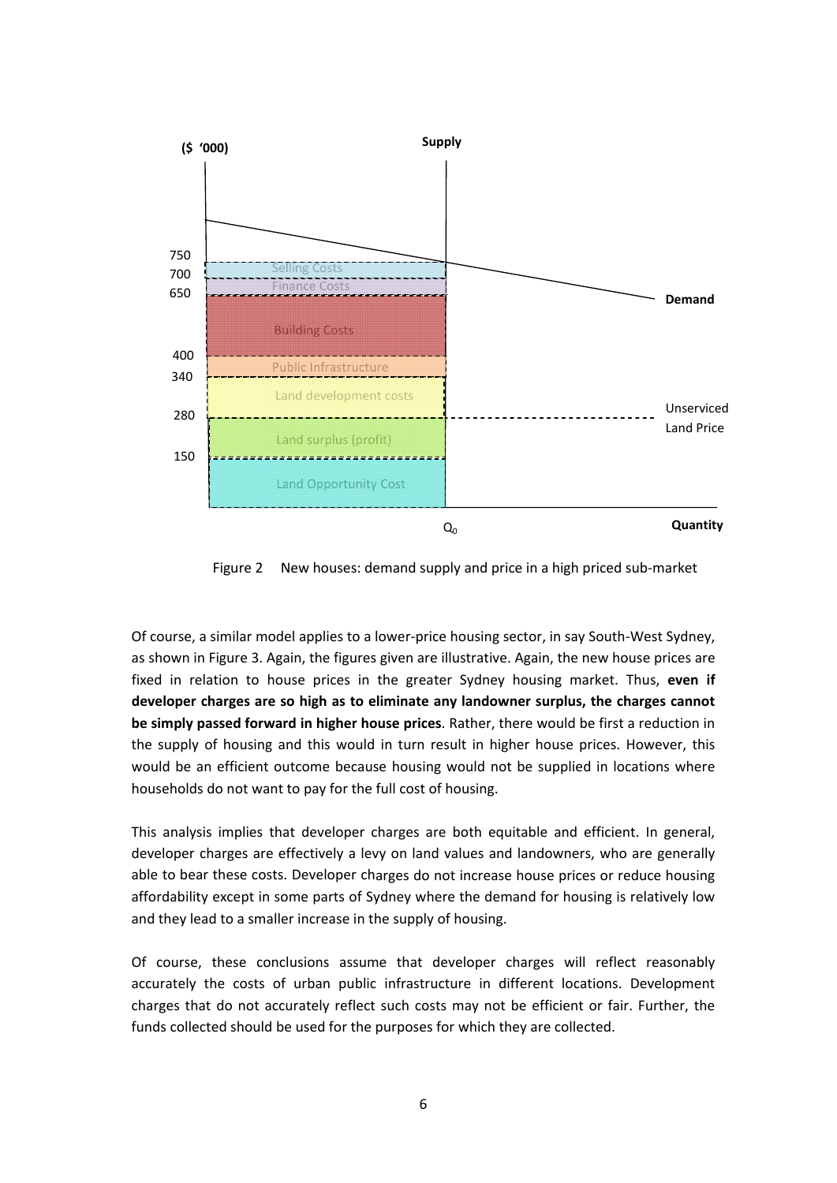Figure 2 New houses: demand supply and price in a high priced sub-market

Of course, a similar model applies to a lower-price housing sector, in say South-West Sydney, as shown in Figure 3. Again, the figures given are illustrative. Again, the new house prices are fixed in relation to house prices in the greater Sydney housing market. Thus, **even if developer charges are so high as to eliminate any landowner surplus, the charges cannot be simply passed forward in higher house prices**. Rather, there would be first a reduction in the supply of housing and this would in turn result in higher house prices. However, this would be an efficient outcome because housing would not be supplied in locations where households do not want to pay for the full cost of housing.

This analysis implies that developer charges are both equitable and efficient. In general, developer charges are effectively a levy on land values and landowners, who are generally able to bear these costs. Developer charges do not increase house prices or reduce housing affordability except in some parts of Sydney where the demand for housing is relatively low and they lead to a smaller increase in the supply of housing.

Of course, these conclusions assume that developer charges will reflect reasonably accurately the costs of urban public infrastructure in different locations. Development charges that do not accurately reflect such costs may not be efficient or fair. Further, the funds collected should be used for the purposes for which they are collected.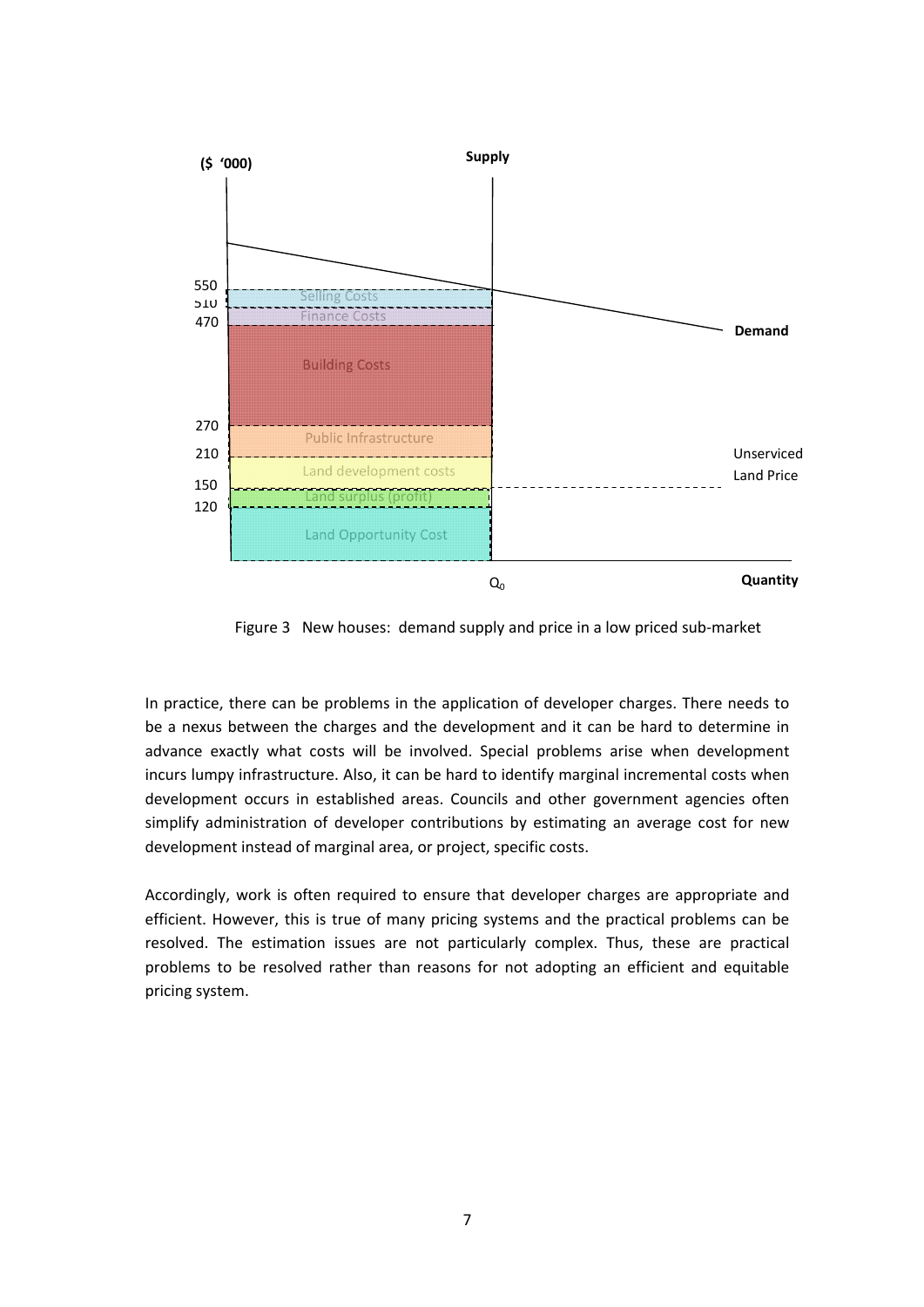Figure 3 New houses: demand supply and price in a low priced sub-market

In practice, there can be problems in the application of developer charges. There needs to be a nexus between the charges and the development and it can be hard to determine in advance exactly what costs will be involved. Special problems arise when development incurs lumpy infrastructure. Also, it can be hard to identify marginal incremental costs when development occurs in established areas. Councils and other government agencies often simplify administration of developer contributions by estimating an average cost for new development instead of marginal area, or project, specific costs.

Accordingly, work is often required to ensure that developer charges are appropriate and efficient. However, this is true of many pricing systems and the practical problems can be resolved. The estimation issues are not particularly complex. Thus, these are practical problems to be resolved rather than reasons for not adopting an efficient and equitable pricing system.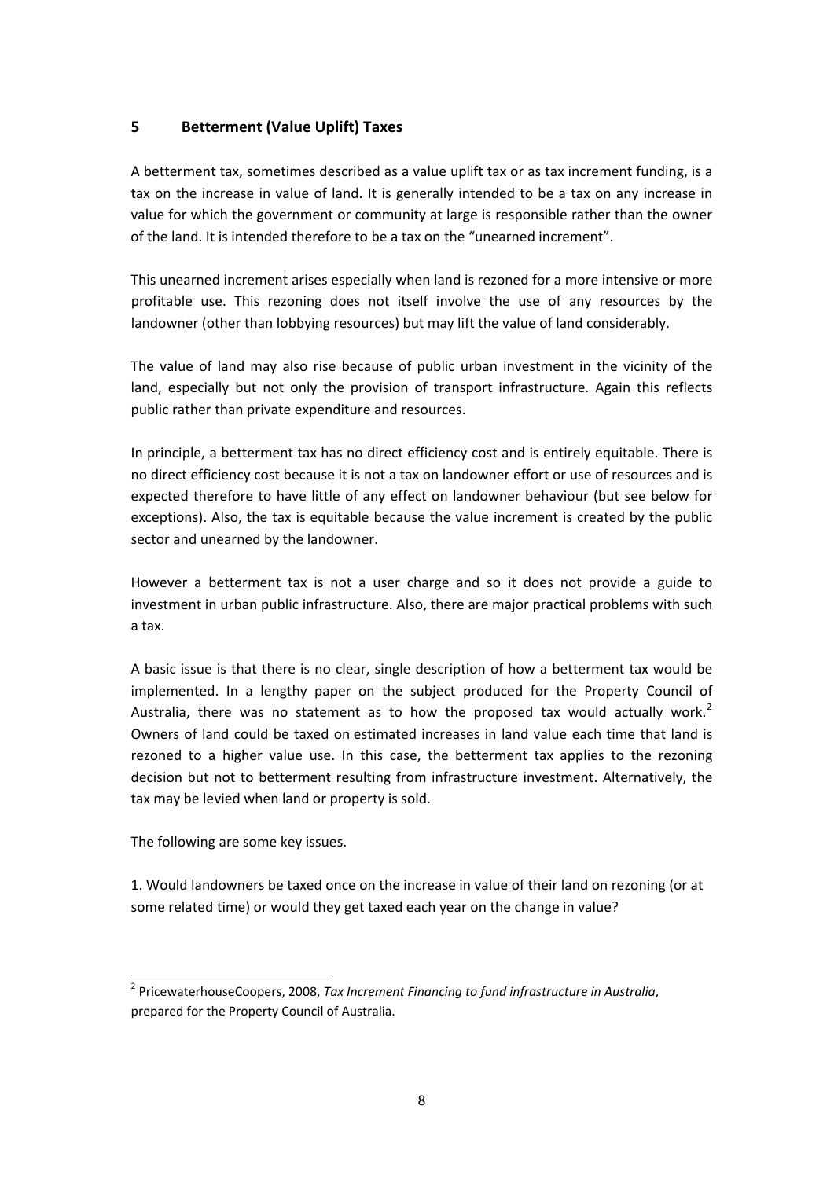## 5 Betterment (Value Uplift) Taxes

A betterment tax, sometimes described as a value uplift tax or as tax increment funding, is a tax on the increase in value of land. It is generally intended to be a tax on any increase in value for which the government or community at large is responsible rather than the owner of the land. It is intended therefore to be a tax on the "unearned increment".

This unearned increment arises especially when land is rezoned for a more intensive or more profitable use. This rezoning does not itself involve the use of any resources by the landowner (other than lobbying resources) but may lift the value of land considerably.

The value of land may also rise because of public urban investment in the vicinity of the land, especially but not only the provision of transport infrastructure. Again this reflects public rather than private expenditure and resources.

In principle, a betterment tax has no direct efficiency cost and is entirely equitable. There is no direct efficiency cost because it is not a tax on landowner effort or use of resources and is expected therefore to have little of any effect on landowner behaviour (but see below for exceptions). Also, the tax is equitable because the value increment is created by the public sector and unearned by the landowner.

However a betterment tax is not a user charge and so it does not provide a guide to investment in urban public infrastructure. Also, there are major practical problems with such a tax.

A basic issue is that there is no clear, single description of how a betterment tax would be implemented. In a lengthy paper on the subject produced for the Property Council of Australia, there was no statement as to how the proposed tax would actually work.[2] Owners of land could be taxed on estimated increases in land value each time that land is rezoned to a higher value use. In this case, the betterment tax applies to the rezoning decision but not to betterment resulting from infrastructure investment. Alternatively, the tax may be levied when land or property is sold.

The following are some key issues.

1. Would landowners be taxed once on the increase in value of their land on rezoning (or at some related time) or would they get taxed each year on the change in value?

---

[2] PricewaterhouseCoopers, 2008, *Tax Increment Financing to fund infrastructure in Australia*, prepared for the Property Council of Australia.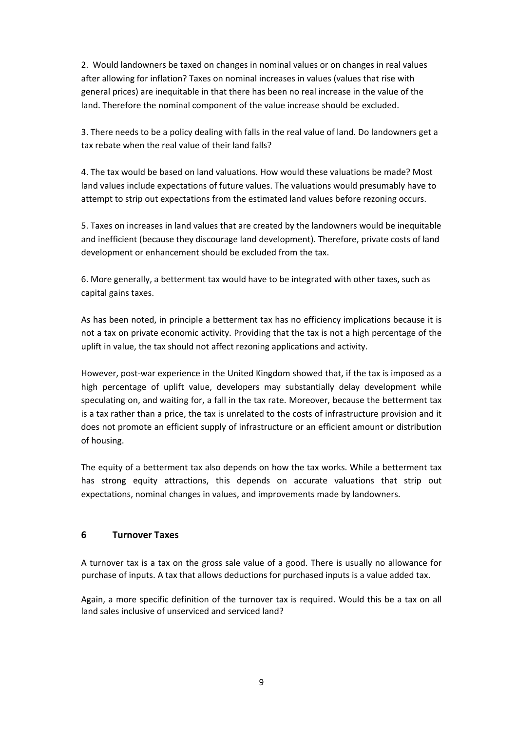2. Would landowners be taxed on changes in nominal values or on changes in real values after allowing for inflation? Taxes on nominal increases in values (values that rise with general prices) are inequitable in that there has been no real increase in the value of the land. Therefore the nominal component of the value increase should be excluded.

3. There needs to be a policy dealing with falls in the real value of land. Do landowners get a tax rebate when the real value of their land falls?

4. The tax would be based on land valuations. How would these valuations be made? Most land values include expectations of future values. The valuations would presumably have to attempt to strip out expectations from the estimated land values before rezoning occurs.

5. Taxes on increases in land values that are created by the landowners would be inequitable and inefficient (because they discourage land development). Therefore, private costs of land development or enhancement should be excluded from the tax.

6. More generally, a betterment tax would have to be integrated with other taxes, such as capital gains taxes.

As has been noted, in principle a betterment tax has no efficiency implications because it is not a tax on private economic activity. Providing that the tax is not a high percentage of the uplift in value, the tax should not affect rezoning applications and activity.

However, post-war experience in the United Kingdom showed that, if the tax is imposed as a high percentage of uplift value, developers may substantially delay development while speculating on, and waiting for, a fall in the tax rate. Moreover, because the betterment tax is a tax rather than a price, the tax is unrelated to the costs of infrastructure provision and it does not promote an efficient supply of infrastructure or an efficient amount or distribution of housing.

The equity of a betterment tax also depends on how the tax works. While a betterment tax has strong equity attractions, this depends on accurate valuations that strip out expectations, nominal changes in values, and improvements made by landowners.

## 6 Turnover Taxes

A turnover tax is a tax on the gross sale value of a good. There is usually no allowance for purchase of inputs. A tax that allows deductions for purchased inputs is a value added tax.

Again, a more specific definition of the turnover tax is required. Would this be a tax on all land sales inclusive of unserviced and serviced land?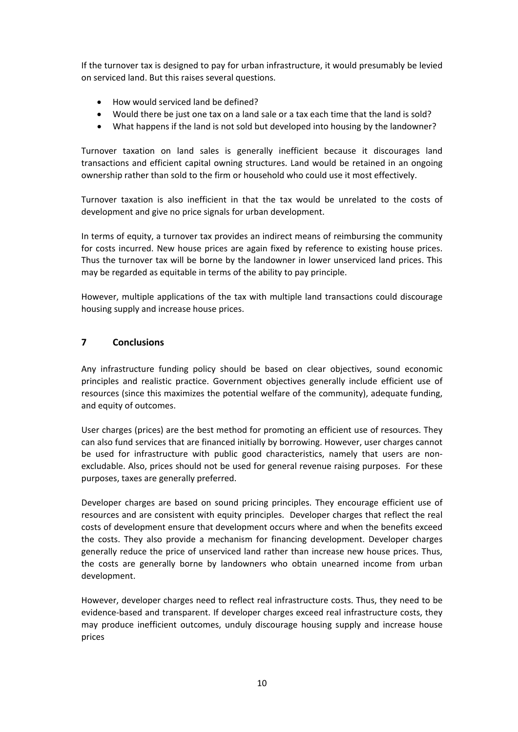If the turnover tax is designed to pay for urban infrastructure, it would presumably be levied on serviced land. But this raises several questions.

- How would serviced land be defined?
- Would there be just one tax on a land sale or a tax each time that the land is sold?
- What happens if the land is not sold but developed into housing by the landowner?

Turnover taxation on land sales is generally inefficient because it discourages land transactions and efficient capital owning structures. Land would be retained in an ongoing ownership rather than sold to the firm or household who could use it most effectively.

Turnover taxation is also inefficient in that the tax would be unrelated to the costs of development and give no price signals for urban development.

In terms of equity, a turnover tax provides an indirect means of reimbursing the community for costs incurred. New house prices are again fixed by reference to existing house prices. Thus the turnover tax will be borne by the landowner in lower unserviced land prices. This may be regarded as equitable in terms of the ability to pay principle.

However, multiple applications of the tax with multiple land transactions could discourage housing supply and increase house prices.

## 7 Conclusions

Any infrastructure funding policy should be based on clear objectives, sound economic principles and realistic practice. Government objectives generally include efficient use of resources (since this maximizes the potential welfare of the community), adequate funding, and equity of outcomes.

User charges (prices) are the best method for promoting an efficient use of resources. They can also fund services that are financed initially by borrowing. However, user charges cannot be used for infrastructure with public good characteristics, namely that users are non-excludable. Also, prices should not be used for general revenue raising purposes. For these purposes, taxes are generally preferred.

Developer charges are based on sound pricing principles. They encourage efficient use of resources and are consistent with equity principles. Developer charges that reflect the real costs of development ensure that development occurs where and when the benefits exceed the costs. They also provide a mechanism for financing development. Developer charges generally reduce the price of unserviced land rather than increase new house prices. Thus, the costs are generally borne by landowners who obtain unearned income from urban development.

However, developer charges need to reflect real infrastructure costs. Thus, they need to be evidence-based and transparent. If developer charges exceed real infrastructure costs, they may produce inefficient outcomes, unduly discourage housing supply and increase house prices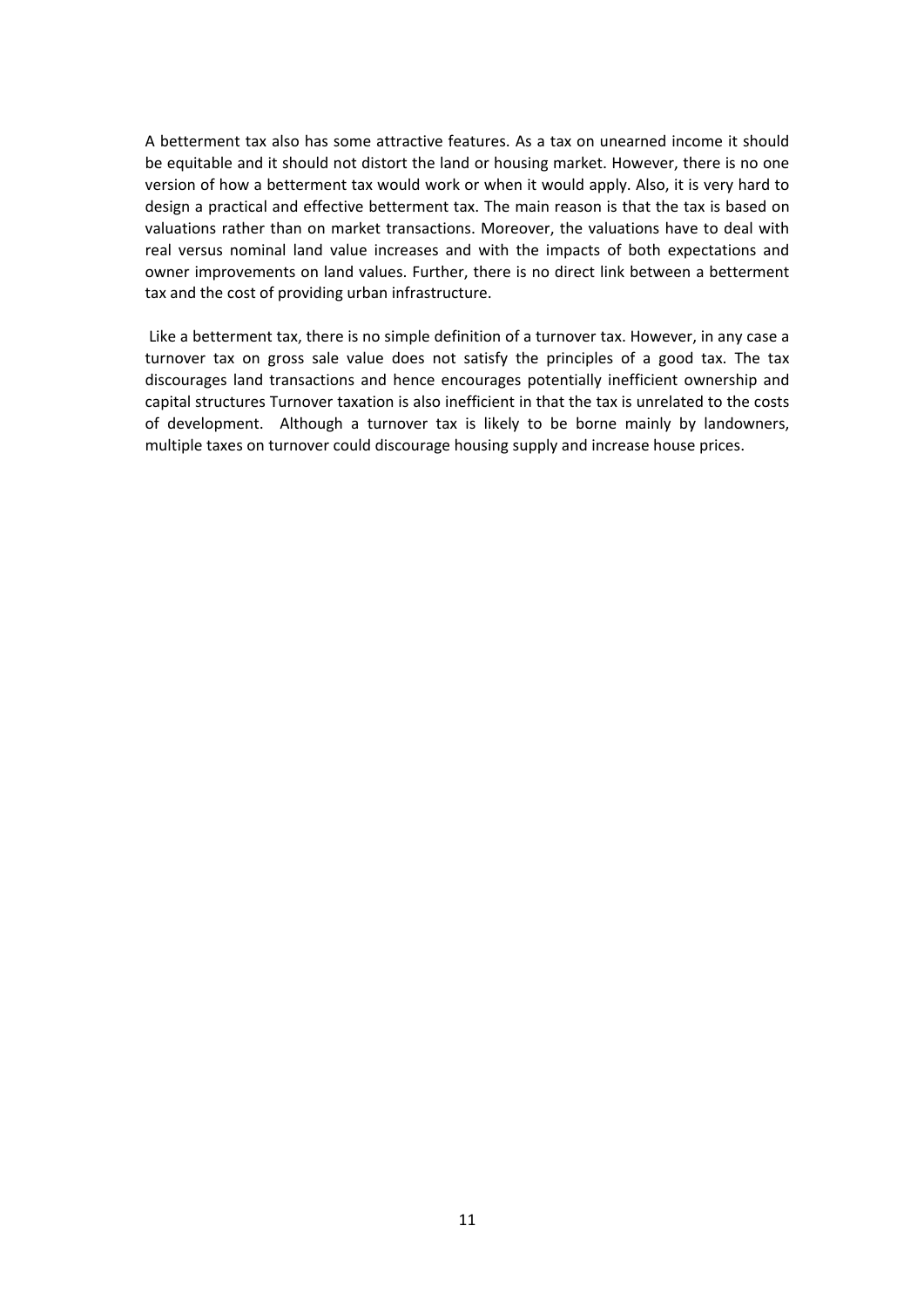A betterment tax also has some attractive features. As a tax on unearned income it should be equitable and it should not distort the land or housing market. However, there is no one version of how a betterment tax would work or when it would apply. Also, it is very hard to design a practical and effective betterment tax. The main reason is that the tax is based on valuations rather than on market transactions. Moreover, the valuations have to deal with real versus nominal land value increases and with the impacts of both expectations and owner improvements on land values. Further, there is no direct link between a betterment tax and the cost of providing urban infrastructure.

Like a betterment tax, there is no simple definition of a turnover tax. However, in any case a turnover tax on gross sale value does not satisfy the principles of a good tax. The tax discourages land transactions and hence encourages potentially inefficient ownership and capital structures Turnover taxation is also inefficient in that the tax is unrelated to the costs of development. Although a turnover tax is likely to be borne mainly by landowners, multiple taxes on turnover could discourage housing supply and increase house prices.